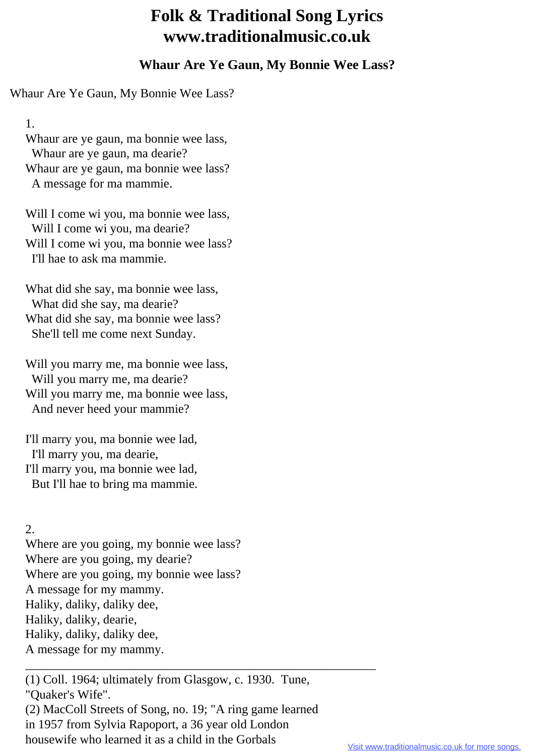# Folk & Traditional Song Lyrics
# www.traditionalmusic.co.uk

## Whaur Are Ye Gaun, My Bonnie Wee Lass?

Whaur Are Ye Gaun, My Bonnie Wee Lass?

1.
Whaur are ye gaun, ma bonnie wee lass,
 Whaur are ye gaun, ma dearie?
Whaur are ye gaun, ma bonnie wee lass?
 A message for ma mammie.

Will I come wi you, ma bonnie wee lass,
 Will I come wi you, ma dearie?
Will I come wi you, ma bonnie wee lass?
 I'll hae to ask ma mammie.

What did she say, ma bonnie wee lass,
 What did she say, ma dearie?
What did she say, ma bonnie wee lass?
 She'll tell me come next Sunday.

Will you marry me, ma bonnie wee lass,
 Will you marry me, ma dearie?
Will you marry me, ma bonnie wee lass,
 And never heed your mammie?

I'll marry you, ma bonnie wee lad,
 I'll marry you, ma dearie,
I'll marry you, ma bonnie wee lad,
 But I'll hae to bring ma mammie.

2.
Where are you going, my bonnie wee lass?
Where are you going, my dearie?
Where are you going, my bonnie wee lass?
A message for my mammy.
Haliky, daliky, daliky dee,
Haliky, daliky, dearie,
Haliky, daliky, daliky dee,
A message for my mammy.

---

(1) Coll. 1964; ultimately from Glasgow, c. 1930. Tune, "Quaker's Wife".
(2) MacColl Streets of Song, no. 19; "A ring game learned in 1957 from Sylvia Rapoport, a 36 year old London housewife who learned it as a child in the Gorbals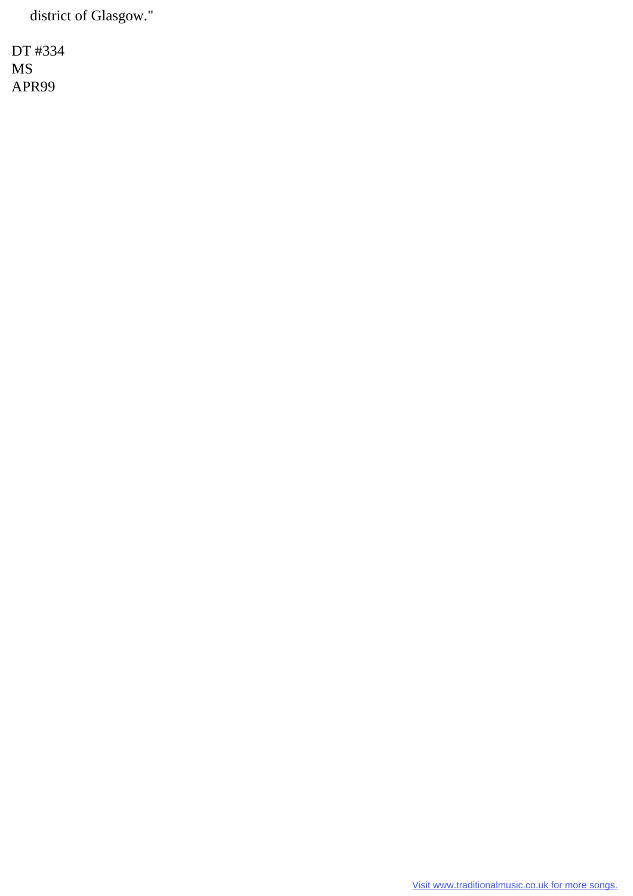district of Glasgow."

DT #334
MS
APR99